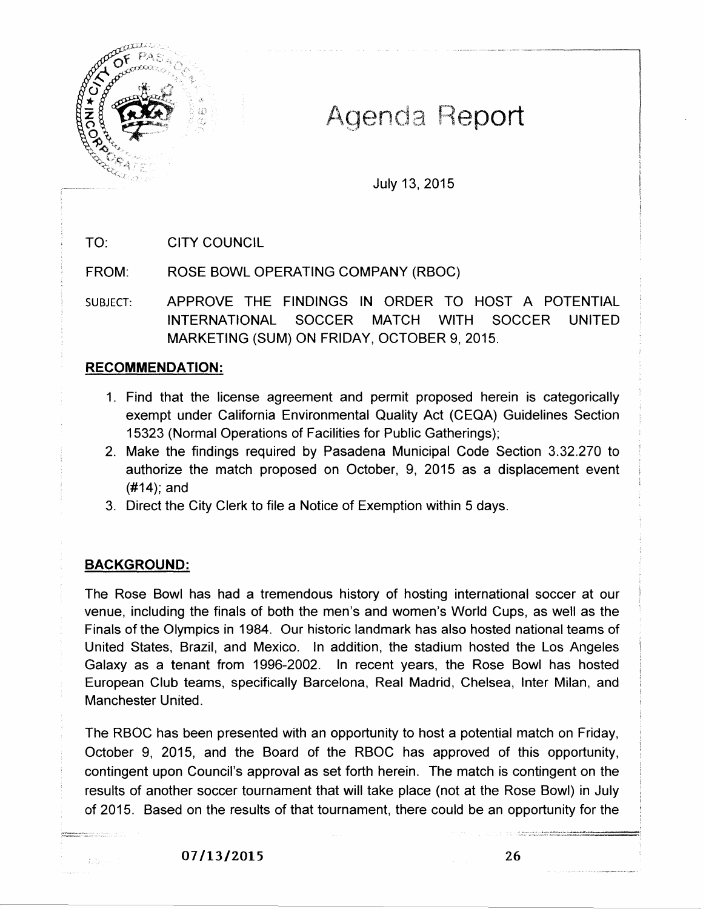# Agenda Report

July 13, 2015

TO: CITY COUNCIL

FROM: ROSE BOWL OPERATING COMPANY (RBOC)

SUBJECT: APPROVE THE FINDINGS IN ORDER TO HOST A POTENTIAL INTERNATIONAL SOCCER MATCH WITH SOCCER UNITED MARKETING (SUM) ON FRIDAY, OCTOBER 9, 2015.

## RECOMMENDATION:

1. Find that the license agreement and permit proposed herein is categorically exempt under California Environmental Quality Act (CEQA) Guidelines Section 15323 (Normal Operations of Facilities for Public Gatherings);
2. Make the findings required by Pasadena Municipal Code Section 3.32.270 to authorize the match proposed on October, 9, 2015 as a displacement event (#14); and
3. Direct the City Clerk to file a Notice of Exemption within 5 days.

## BACKGROUND:

The Rose Bowl has had a tremendous history of hosting international soccer at our venue, including the finals of both the men's and women's World Cups, as well as the Finals of the Olympics in 1984. Our historic landmark has also hosted national teams of United States, Brazil, and Mexico. In addition, the stadium hosted the Los Angeles Galaxy as a tenant from 1996-2002. In recent years, the Rose Bowl has hosted European Club teams, specifically Barcelona, Real Madrid, Chelsea, Inter Milan, and Manchester United.

The RBOC has been presented with an opportunity to host a potential match on Friday, October 9, 2015, and the Board of the RBOC has approved of this opportunity, contingent upon Council's approval as set forth herein. The match is contingent on the results of another soccer tournament that will take place (not at the Rose Bowl) in July of 2015. Based on the results of that tournament, there could be an opportunity for the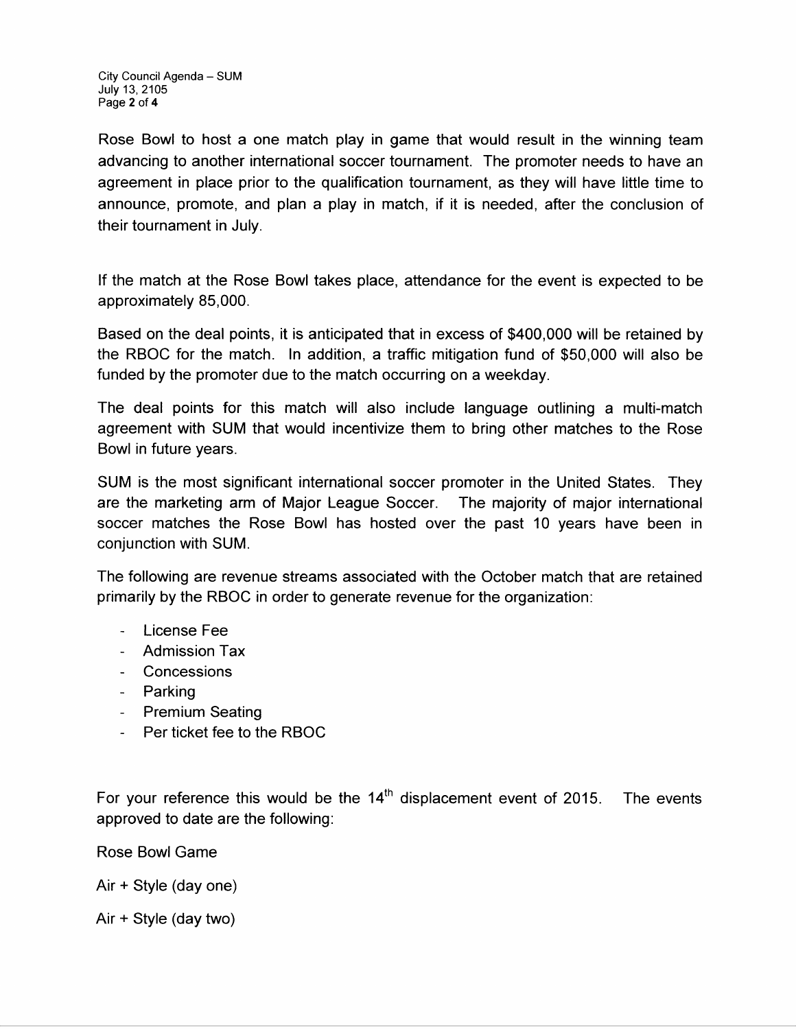Rose Bowl to host a one match play in game that would result in the winning team advancing to another international soccer tournament. The promoter needs to have an agreement in place prior to the qualification tournament, as they will have little time to announce, promote, and plan a play in match, if it is needed, after the conclusion of their tournament in July.

If the match at the Rose Bowl takes place, attendance for the event is expected to be approximately 85,000.

Based on the deal points, it is anticipated that in excess of $400,000 will be retained by the RBOC for the match. In addition, a traffic mitigation fund of $50,000 will also be funded by the promoter due to the match occurring on a weekday.

The deal points for this match will also include language outlining a multi-match agreement with SUM that would incentivize them to bring other matches to the Rose Bowl in future years.

SUM is the most significant international soccer promoter in the United States. They are the marketing arm of Major League Soccer. The majority of major international soccer matches the Rose Bowl has hosted over the past 10 years have been in conjunction with SUM.

The following are revenue streams associated with the October match that are retained primarily by the RBOC in order to generate revenue for the organization:

- License Fee
- Admission Tax
- Concessions
- Parking
- Premium Seating
- Per ticket fee to the RBOC

For your reference this would be the 14th displacement event of 2015. The events approved to date are the following:

Rose Bowl Game

Air + Style (day one)

Air + Style (day two)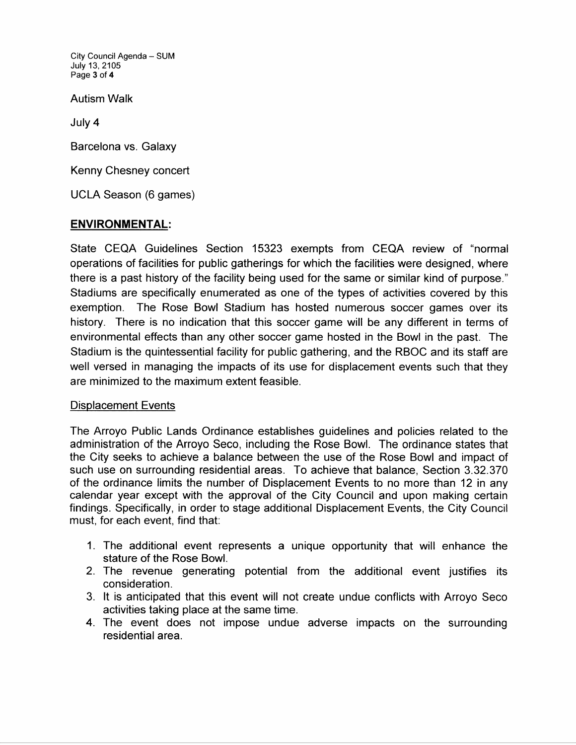Autism Walk

July 4

Barcelona vs. Galaxy

Kenny Chesney concert

UCLA Season (6 games)

## ENVIRONMENTAL:

State CEQA Guidelines Section 15323 exempts from CEQA review of "normal operations of facilities for public gatherings for which the facilities were designed, where there is a past history of the facility being used for the same or similar kind of purpose." Stadiums are specifically enumerated as one of the types of activities covered by this exemption. The Rose Bowl Stadium has hosted numerous soccer games over its history. There is no indication that this soccer game will be any different in terms of environmental effects than any other soccer game hosted in the Bowl in the past. The Stadium is the quintessential facility for public gathering, and the RBOC and its staff are well versed in managing the impacts of its use for displacement events such that they are minimized to the maximum extent feasible.

### Displacement Events

The Arroyo Public Lands Ordinance establishes guidelines and policies related to the administration of the Arroyo Seco, including the Rose Bowl. The ordinance states that the City seeks to achieve a balance between the use of the Rose Bowl and impact of such use on surrounding residential areas. To achieve that balance, Section 3.32.370 of the ordinance limits the number of Displacement Events to no more than 12 in any calendar year except with the approval of the City Council and upon making certain findings. Specifically, in order to stage additional Displacement Events, the City Council must, for each event, find that:

1. The additional event represents a unique opportunity that will enhance the stature of the Rose Bowl.
2. The revenue generating potential from the additional event justifies its consideration.
3. It is anticipated that this event will not create undue conflicts with Arroyo Seco activities taking place at the same time.
4. The event does not impose undue adverse impacts on the surrounding residential area.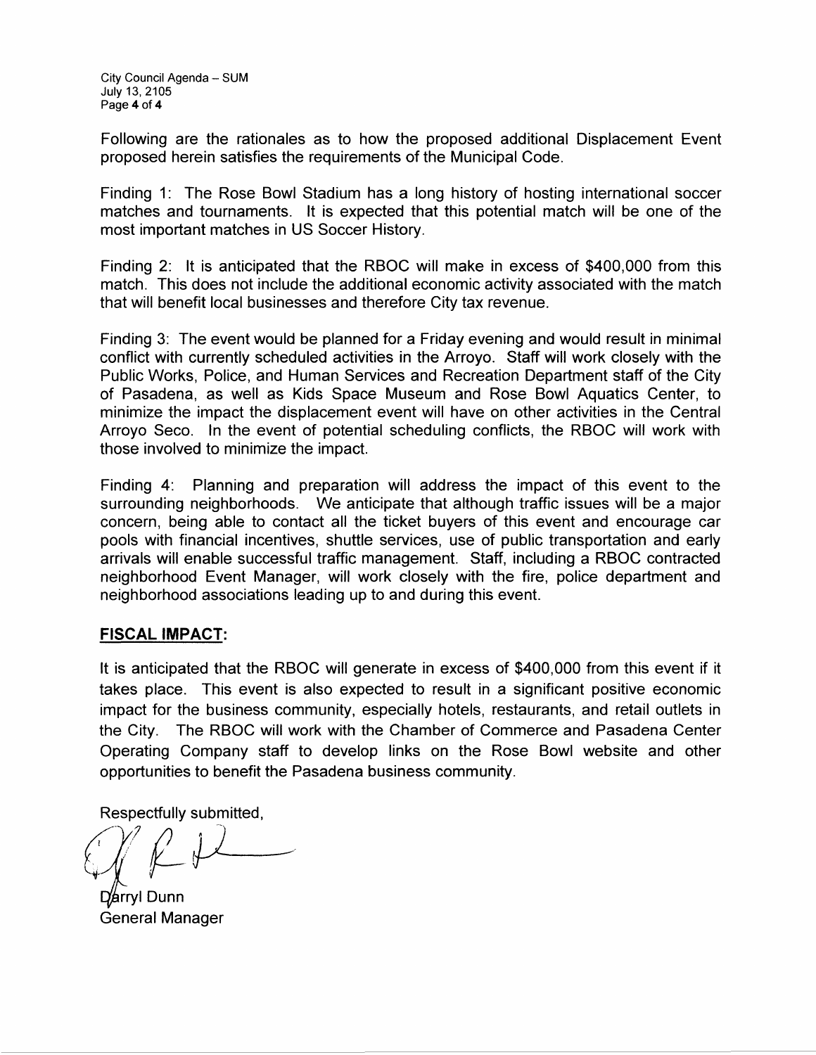Following are the rationales as to how the proposed additional Displacement Event proposed herein satisfies the requirements of the Municipal Code.

Finding 1: The Rose Bowl Stadium has a long history of hosting international soccer matches and tournaments. It is expected that this potential match will be one of the most important matches in US Soccer History.

Finding 2: It is anticipated that the RBOC will make in excess of $400,000 from this match. This does not include the additional economic activity associated with the match that will benefit local businesses and therefore City tax revenue.

Finding 3: The event would be planned for a Friday evening and would result in minimal conflict with currently scheduled activities in the Arroyo. Staff will work closely with the Public Works, Police, and Human Services and Recreation Department staff of the City of Pasadena, as well as Kids Space Museum and Rose Bowl Aquatics Center, to minimize the impact the displacement event will have on other activities in the Central Arroyo Seco. In the event of potential scheduling conflicts, the RBOC will work with those involved to minimize the impact.

Finding 4: Planning and preparation will address the impact of this event to the surrounding neighborhoods. We anticipate that although traffic issues will be a major concern, being able to contact all the ticket buyers of this event and encourage car pools with financial incentives, shuttle services, use of public transportation and early arrivals will enable successful traffic management. Staff, including a RBOC contracted neighborhood Event Manager, will work closely with the fire, police department and neighborhood associations leading up to and during this event.

## FISCAL IMPACT:

It is anticipated that the RBOC will generate in excess of $400,000 from this event if it takes place. This event is also expected to result in a significant positive economic impact for the business community, especially hotels, restaurants, and retail outlets in the City. The RBOC will work with the Chamber of Commerce and Pasadena Center Operating Company staff to develop links on the Rose Bowl website and other opportunities to benefit the Pasadena business community.

Respectfully submitted,

Darryl Dunn
General Manager